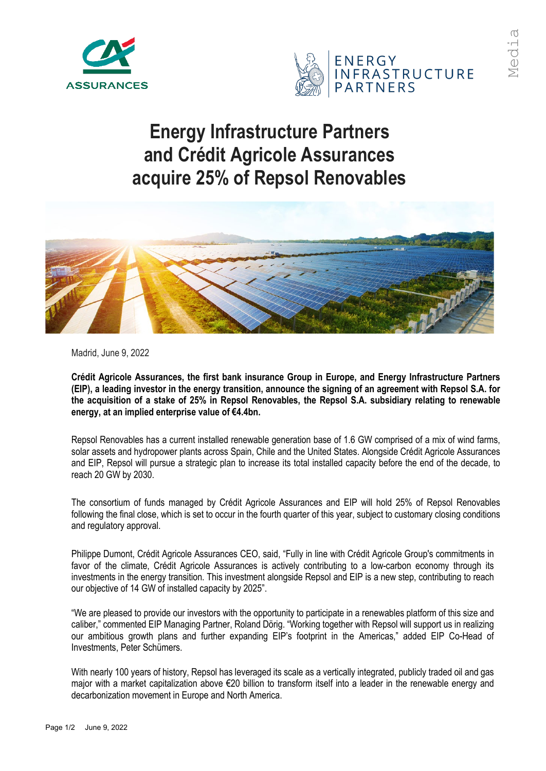# Energy Infrastructure Partners and Crédit Agricole Assurances acquire 25% of Repsol Renovables

Madrid, June 9, 2022

**Crédit Agricole Assurances, the first bank insurance Group in Europe, and Energy Infrastructure Partners (EIP), a leading investor in the energy transition, announce the signing of an agreement with Repsol S.A. for the acquisition of a stake of 25% in Repsol Renovables, the Repsol S.A. subsidiary relating to renewable energy, at an implied enterprise value of €4.4bn.**

Repsol Renovables has a current installed renewable generation base of 1.6 GW comprised of a mix of wind farms, solar assets and hydropower plants across Spain, Chile and the United States. Alongside Crédit Agricole Assurances and EIP, Repsol will pursue a strategic plan to increase its total installed capacity before the end of the decade, to reach 20 GW by 2030.

The consortium of funds managed by Crédit Agricole Assurances and EIP will hold 25% of Repsol Renovables following the final close, which is set to occur in the fourth quarter of this year, subject to customary closing conditions and regulatory approval.

Philippe Dumont, Crédit Agricole Assurances CEO, said, "Fully in line with Crédit Agricole Group's commitments in favor of the climate, Crédit Agricole Assurances is actively contributing to a low-carbon economy through its investments in the energy transition. This investment alongside Repsol and EIP is a new step, contributing to reach our objective of 14 GW of installed capacity by 2025".

"We are pleased to provide our investors with the opportunity to participate in a renewables platform of this size and caliber," commented EIP Managing Partner, Roland Dörig. "Working together with Repsol will support us in realizing our ambitious growth plans and further expanding EIP's footprint in the Americas," added EIP Co-Head of Investments, Peter Schümers.

With nearly 100 years of history, Repsol has leveraged its scale as a vertically integrated, publicly traded oil and gas major with a market capitalization above €20 billion to transform itself into a leader in the renewable energy and decarbonization movement in Europe and North America.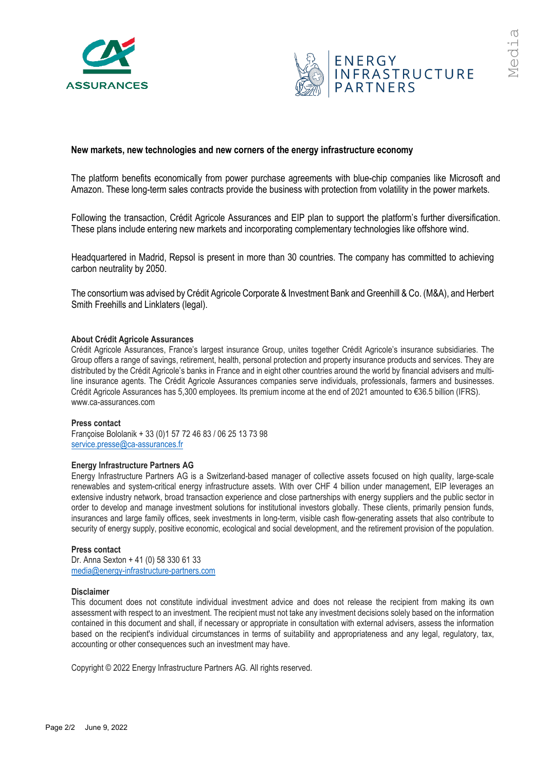**New markets, new technologies and new corners of the energy infrastructure economy**

The platform benefits economically from power purchase agreements with blue-chip companies like Microsoft and Amazon. These long-term sales contracts provide the business with protection from volatility in the power markets.

Following the transaction, Crédit Agricole Assurances and EIP plan to support the platform's further diversification. These plans include entering new markets and incorporating complementary technologies like offshore wind.

Headquartered in Madrid, Repsol is present in more than 30 countries. The company has committed to achieving carbon neutrality by 2050.

The consortium was advised by Crédit Agricole Corporate & Investment Bank and Greenhill & Co. (M&A), and Herbert Smith Freehills and Linklaters (legal).

**About Crédit Agricole Assurances**

Crédit Agricole Assurances, France's largest insurance Group, unites together Crédit Agricole's insurance subsidiaries. The Group offers a range of savings, retirement, health, personal protection and property insurance products and services. They are distributed by the Crédit Agricole's banks in France and in eight other countries around the world by financial advisers and multi-line insurance agents. The Crédit Agricole Assurances companies serve individuals, professionals, farmers and businesses. Crédit Agricole Assurances has 5,300 employees. Its premium income at the end of 2021 amounted to €36.5 billion (IFRS).
www.ca-assurances.com

**Press contact**

Françoise Bololanik + 33 (0)1 57 72 46 83 / 06 25 13 73 98
service.presse@ca-assurances.fr

**Energy Infrastructure Partners AG**

Energy Infrastructure Partners AG is a Switzerland-based manager of collective assets focused on high quality, large-scale renewables and system-critical energy infrastructure assets. With over CHF 4 billion under management, EIP leverages an extensive industry network, broad transaction experience and close partnerships with energy suppliers and the public sector in order to develop and manage investment solutions for institutional investors globally. These clients, primarily pension funds, insurances and large family offices, seek investments in long-term, visible cash flow-generating assets that also contribute to security of energy supply, positive economic, ecological and social development, and the retirement provision of the population.

**Press contact**

Dr. Anna Sexton + 41 (0) 58 330 61 33
media@energy-infrastructure-partners.com

**Disclaimer**

This document does not constitute individual investment advice and does not release the recipient from making its own assessment with respect to an investment. The recipient must not take any investment decisions solely based on the information contained in this document and shall, if necessary or appropriate in consultation with external advisers, assess the information based on the recipient's individual circumstances in terms of suitability and appropriateness and any legal, regulatory, tax, accounting or other consequences such an investment may have.

Copyright © 2022 Energy Infrastructure Partners AG. All rights reserved.